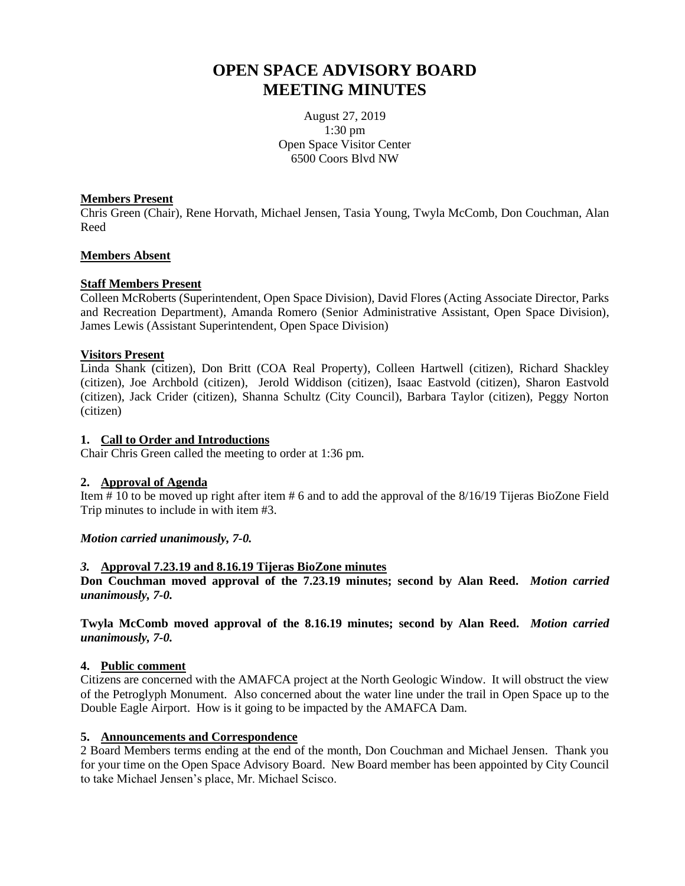# OPEN SPACE ADVISORY BOARD MEETING MINUTES

August 27, 2019
1:30 pm
Open Space Visitor Center
6500 Coors Blvd NW

**Members Present**

Chris Green (Chair), Rene Horvath, Michael Jensen, Tasia Young, Twyla McComb, Don Couchman, Alan Reed

**Members Absent**

**Staff Members Present**

Colleen McRoberts (Superintendent, Open Space Division), David Flores (Acting Associate Director, Parks and Recreation Department), Amanda Romero (Senior Administrative Assistant, Open Space Division), James Lewis (Assistant Superintendent, Open Space Division)

**Visitors Present**

Linda Shank (citizen), Don Britt (COA Real Property), Colleen Hartwell (citizen), Richard Shackley (citizen), Joe Archbold (citizen), Jerold Widdison (citizen), Isaac Eastvold (citizen), Sharon Eastvold (citizen), Jack Crider (citizen), Shanna Schultz (City Council), Barbara Taylor (citizen), Peggy Norton (citizen)

**1. Call to Order and Introductions**

Chair Chris Green called the meeting to order at 1:36 pm.

**2. Approval of Agenda**

Item # 10 to be moved up right after item # 6 and to add the approval of the 8/16/19 Tijeras BioZone Field Trip minutes to include in with item #3.

***Motion carried unanimously, 7-0.***

***3.*** **Approval 7.23.19 and 8.16.19 Tijeras BioZone minutes**

**Don Couchman moved approval of the 7.23.19 minutes; second by Alan Reed.** ***Motion carried unanimously, 7-0.***

**Twyla McComb moved approval of the 8.16.19 minutes; second by Alan Reed.** ***Motion carried unanimously, 7-0.***

**4. Public comment**

Citizens are concerned with the AMAFCA project at the North Geologic Window. It will obstruct the view of the Petroglyph Monument. Also concerned about the water line under the trail in Open Space up to the Double Eagle Airport. How is it going to be impacted by the AMAFCA Dam.

**5. Announcements and Correspondence**

2 Board Members terms ending at the end of the month, Don Couchman and Michael Jensen. Thank you for your time on the Open Space Advisory Board. New Board member has been appointed by City Council to take Michael Jensen's place, Mr. Michael Scisco.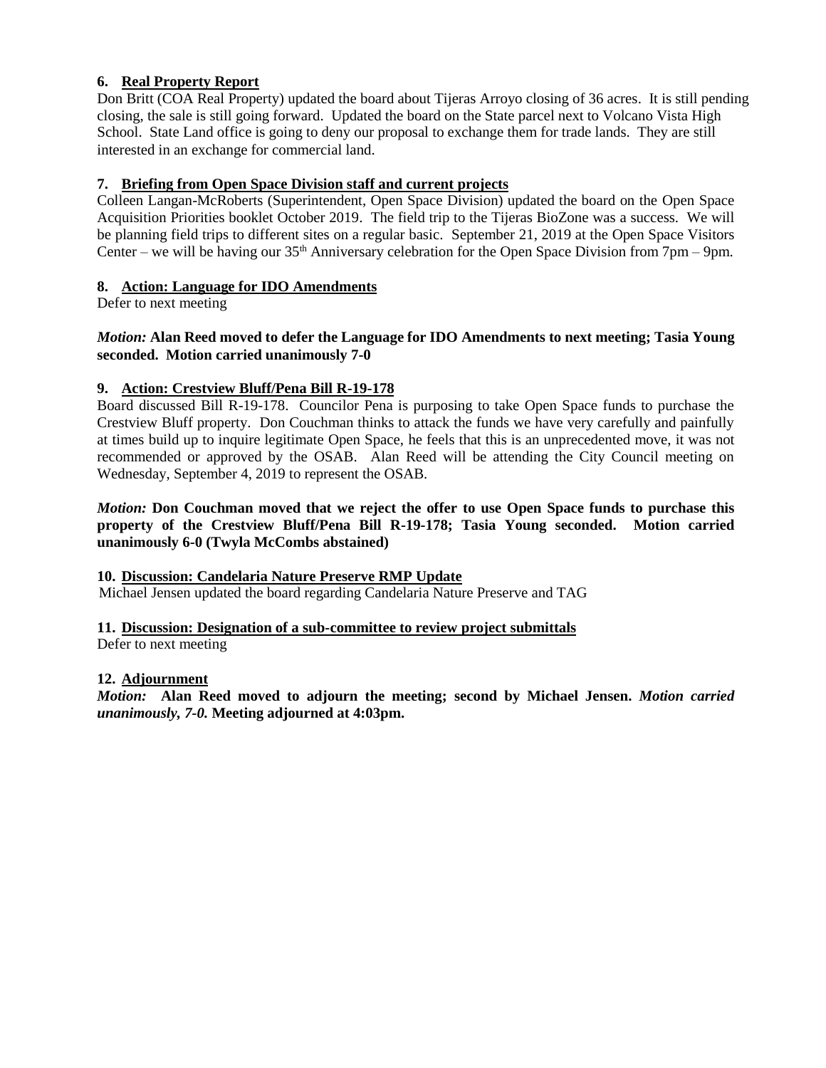**6. Real Property Report**

Don Britt (COA Real Property) updated the board about Tijeras Arroyo closing of 36 acres. It is still pending closing, the sale is still going forward. Updated the board on the State parcel next to Volcano Vista High School. State Land office is going to deny our proposal to exchange them for trade lands. They are still interested in an exchange for commercial land.

**7. Briefing from Open Space Division staff and current projects**

Colleen Langan-McRoberts (Superintendent, Open Space Division) updated the board on the Open Space Acquisition Priorities booklet October 2019. The field trip to the Tijeras BioZone was a success. We will be planning field trips to different sites on a regular basic. September 21, 2019 at the Open Space Visitors Center – we will be having our 35th Anniversary celebration for the Open Space Division from 7pm – 9pm.

**8. Action: Language for IDO Amendments**

Defer to next meeting

***Motion:*** **Alan Reed moved to defer the Language for IDO Amendments to next meeting; Tasia Young seconded. Motion carried unanimously 7-0**

**9. Action: Crestview Bluff/Pena Bill R-19-178**

Board discussed Bill R-19-178. Councilor Pena is purposing to take Open Space funds to purchase the Crestview Bluff property. Don Couchman thinks to attack the funds we have very carefully and painfully at times build up to inquire legitimate Open Space, he feels that this is an unprecedented move, it was not recommended or approved by the OSAB. Alan Reed will be attending the City Council meeting on Wednesday, September 4, 2019 to represent the OSAB.

***Motion:*** **Don Couchman moved that we reject the offer to use Open Space funds to purchase this property of the Crestview Bluff/Pena Bill R-19-178; Tasia Young seconded. Motion carried unanimously 6-0 (Twyla McCombs abstained)**

**10. Discussion: Candelaria Nature Preserve RMP Update**

Michael Jensen updated the board regarding Candelaria Nature Preserve and TAG

**11. Discussion: Designation of a sub-committee to review project submittals**

Defer to next meeting

**12. Adjournment**

***Motion:*** **Alan Reed moved to adjourn the meeting; second by Michael Jensen.** ***Motion carried unanimously, 7-0.*** **Meeting adjourned at 4:03pm.**